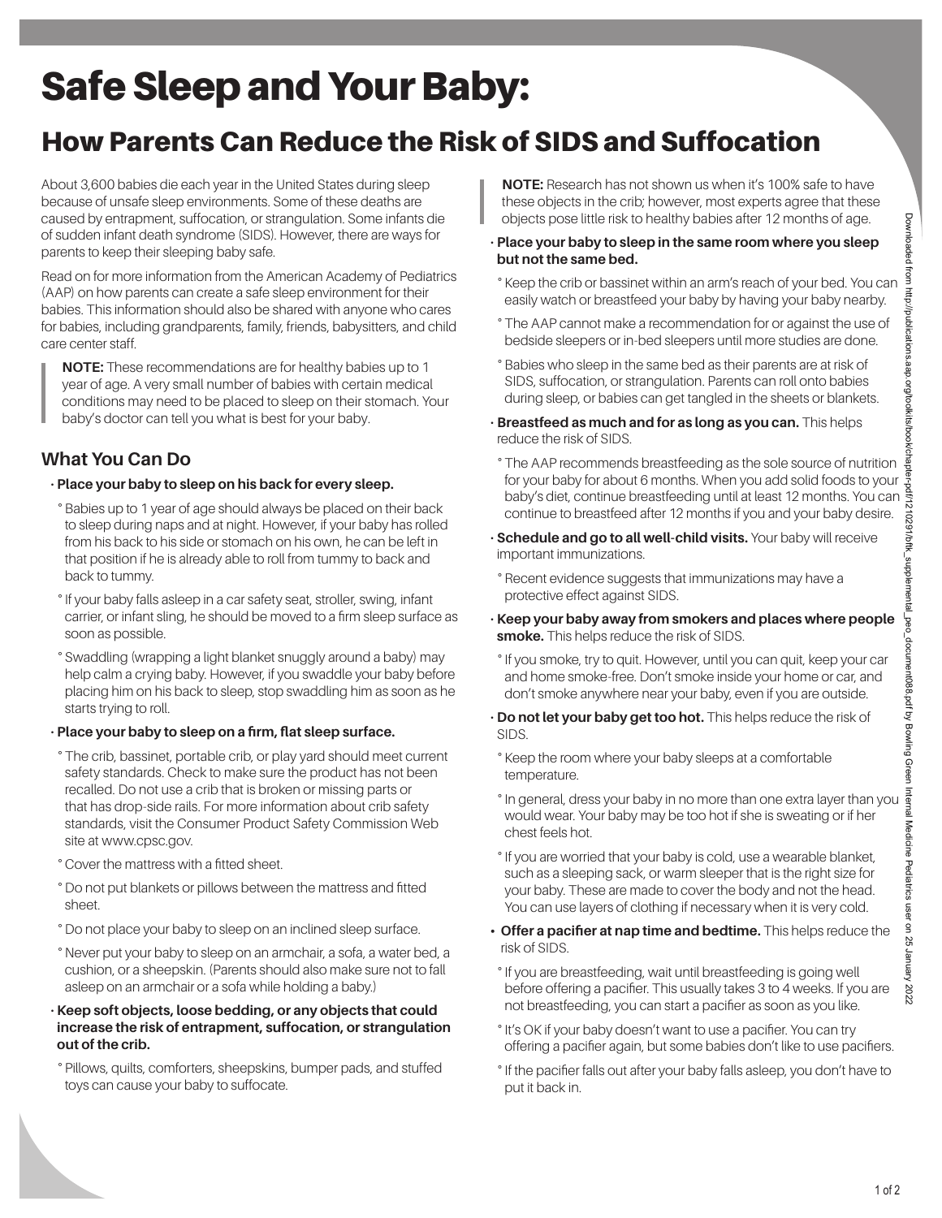# Safe Sleep and Your Baby:

## How Parents Can Reduce the Risk of SIDS and Suffocation

About 3,600 babies die each year in the United States during sleep because of unsafe sleep environments. Some of these deaths are caused by entrapment, suffocation, or strangulation. Some infants die of sudden infant death syndrome (SIDS). However, there are ways for parents to keep their sleeping baby safe.

Read on for more information from the American Academy of Pediatrics (AAP) on how parents can create a safe sleep environment for their babies. This information should also be shared with anyone who cares for babies, including grandparents, family, friends, babysitters, and child care center staff.

> **NOTE:** These recommendations are for healthy babies up to 1 year of age. A very small number of babies with certain medical conditions may need to be placed to sleep on their stomach. Your baby's doctor can tell you what is best for your baby.

### What You Can Do

- **Place your baby to sleep on his back for every sleep.**
  - Babies up to 1 year of age should always be placed on their back to sleep during naps and at night. However, if your baby has rolled from his back to his side or stomach on his own, he can be left in that position if he is already able to roll from tummy to back and back to tummy.
  - If your baby falls asleep in a car safety seat, stroller, swing, infant carrier, or infant sling, he should be moved to a firm sleep surface as soon as possible.
  - Swaddling (wrapping a light blanket snuggly around a baby) may help calm a crying baby. However, if you swaddle your baby before placing him on his back to sleep, stop swaddling him as soon as he starts trying to roll.
- **Place your baby to sleep on a firm, flat sleep surface.**
  - The crib, bassinet, portable crib, or play yard should meet current safety standards. Check to make sure the product has not been recalled. Do not use a crib that is broken or missing parts or that has drop-side rails. For more information about crib safety standards, visit the Consumer Product Safety Commission Web site at www.cpsc.gov.
  - Cover the mattress with a fitted sheet.
  - Do not put blankets or pillows between the mattress and fitted sheet.
  - Do not place your baby to sleep on an inclined sleep surface.
  - Never put your baby to sleep on an armchair, a sofa, a water bed, a cushion, or a sheepskin. (Parents should also make sure not to fall asleep on an armchair or a sofa while holding a baby.)
- **Keep soft objects, loose bedding, or any objects that could increase the risk of entrapment, suffocation, or strangulation out of the crib.**
  - Pillows, quilts, comforters, sheepskins, bumper pads, and stuffed toys can cause your baby to suffocate.

> **NOTE:** Research has not shown us when it's 100% safe to have these objects in the crib; however, most experts agree that these objects pose little risk to healthy babies after 12 months of age.

- **Place your baby to sleep in the same room where you sleep but not the same bed.**
  - Keep the crib or bassinet within an arm's reach of your bed. You can easily watch or breastfeed your baby by having your baby nearby.
  - The AAP cannot make a recommendation for or against the use of bedside sleepers or in-bed sleepers until more studies are done.
  - Babies who sleep in the same bed as their parents are at risk of SIDS, suffocation, or strangulation. Parents can roll onto babies during sleep, or babies can get tangled in the sheets or blankets.
- **Breastfeed as much and for as long as you can.** This helps reduce the risk of SIDS.
  - The AAP recommends breastfeeding as the sole source of nutrition for your baby for about 6 months. When you add solid foods to your baby's diet, continue breastfeeding until at least 12 months. You can continue to breastfeed after 12 months if you and your baby desire.
- **Schedule and go to all well-child visits.** Your baby will receive important immunizations.
  - Recent evidence suggests that immunizations may have a protective effect against SIDS.
- **Keep your baby away from smokers and places where people smoke.** This helps reduce the risk of SIDS.
  - If you smoke, try to quit. However, until you can quit, keep your car and home smoke-free. Don't smoke inside your home or car, and don't smoke anywhere near your baby, even if you are outside.
- **Do not let your baby get too hot.** This helps reduce the risk of SIDS.
  - Keep the room where your baby sleeps at a comfortable temperature.
  - In general, dress your baby in no more than one extra layer than you would wear. Your baby may be too hot if she is sweating or if her chest feels hot.
  - If you are worried that your baby is cold, use a wearable blanket, such as a sleeping sack, or warm sleeper that is the right size for your baby. These are made to cover the body and not the head. You can use layers of clothing if necessary when it is very cold.
- **Offer a pacifier at nap time and bedtime.** This helps reduce the risk of SIDS.
  - If you are breastfeeding, wait until breastfeeding is going well before offering a pacifier. This usually takes 3 to 4 weeks. If you are not breastfeeding, you can start a pacifier as soon as you like.
  - It's OK if your baby doesn't want to use a pacifier. You can try offering a pacifier again, but some babies don't like to use pacifiers.
  - If the pacifier falls out after your baby falls asleep, you don't have to put it back in.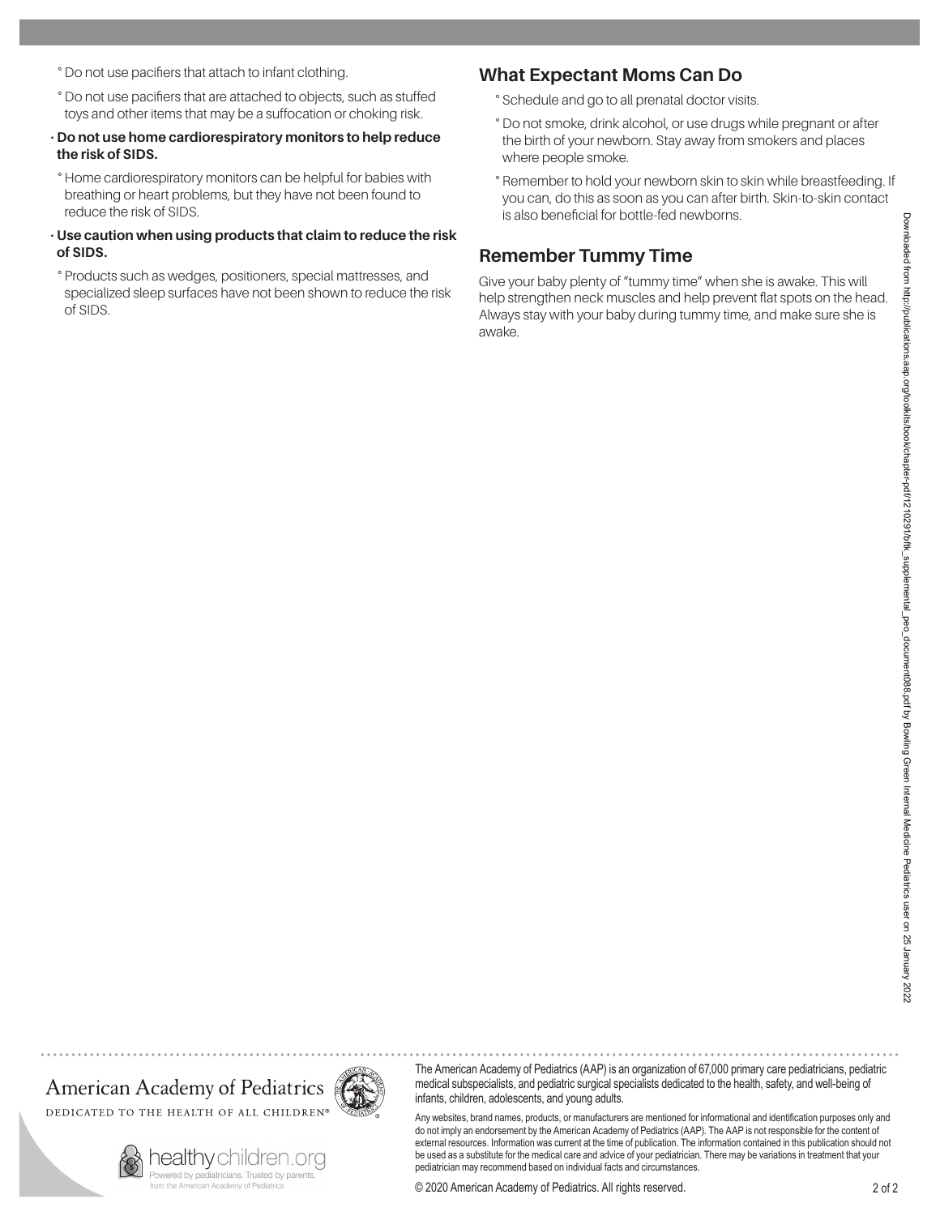- Do not use pacifiers that attach to infant clothing.
- Do not use pacifiers that are attached to objects, such as stuffed toys and other items that may be a suffocation or choking risk.

- **Do not use home cardiorespiratory monitors to help reduce the risk of SIDS.**
  - Home cardiorespiratory monitors can be helpful for babies with breathing or heart problems, but they have not been found to reduce the risk of SIDS.
- **Use caution when using products that claim to reduce the risk of SIDS.**
  - Products such as wedges, positioners, special mattresses, and specialized sleep surfaces have not been shown to reduce the risk of SIDS.

## What Expectant Moms Can Do

- Schedule and go to all prenatal doctor visits.
- Do not smoke, drink alcohol, or use drugs while pregnant or after the birth of your newborn. Stay away from smokers and places where people smoke.
- Remember to hold your newborn skin to skin while breastfeeding. If you can, do this as soon as you can after birth. Skin-to-skin contact is also beneficial for bottle-fed newborns.

## Remember Tummy Time

Give your baby plenty of "tummy time" when she is awake. This will help strengthen neck muscles and help prevent flat spots on the head. Always stay with your baby during tummy time, and make sure she is awake.

American Academy of Pediatrics

DEDICATED TO THE HEALTH OF ALL CHILDREN®

healthychildren.org
Powered by pediatricians. Trusted by parents.
from the American Academy of Pediatrics

The American Academy of Pediatrics (AAP) is an organization of 67,000 primary care pediatricians, pediatric medical subspecialists, and pediatric surgical specialists dedicated to the health, safety, and well-being of infants, children, adolescents, and young adults.

Any websites, brand names, products, or manufacturers are mentioned for informational and identification purposes only and do not imply an endorsement by the American Academy of Pediatrics (AAP). The AAP is not responsible for the content of external resources. Information was current at the time of publication. The information contained in this publication should not be used as a substitute for the medical care and advice of your pediatrician. There may be variations in treatment that your pediatrician may recommend based on individual facts and circumstances.

© 2020 American Academy of Pediatrics. All rights reserved.